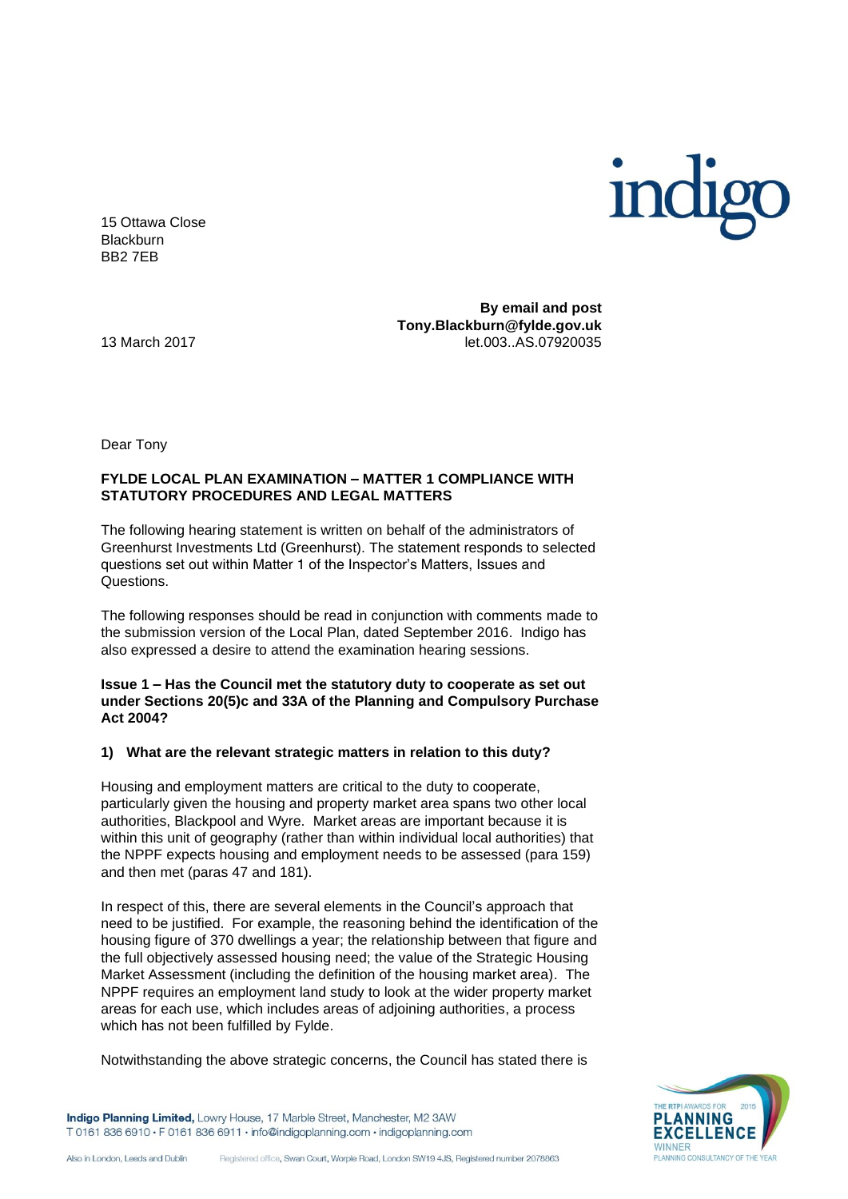15 Ottawa Close
Blackburn
BB2 7EB

**By email and post**
**Tony.Blackburn@fylde.gov.uk**
let.003..AS.07920035

13 March 2017

Dear Tony

**FYLDE LOCAL PLAN EXAMINATION – MATTER 1 COMPLIANCE WITH STATUTORY PROCEDURES AND LEGAL MATTERS**

The following hearing statement is written on behalf of the administrators of Greenhurst Investments Ltd (Greenhurst). The statement responds to selected questions set out within Matter 1 of the Inspector's Matters, Issues and Questions.

The following responses should be read in conjunction with comments made to the submission version of the Local Plan, dated September 2016. Indigo has also expressed a desire to attend the examination hearing sessions.

**Issue 1 – Has the Council met the statutory duty to cooperate as set out under Sections 20(5)c and 33A of the Planning and Compulsory Purchase Act 2004?**

**1) What are the relevant strategic matters in relation to this duty?**

Housing and employment matters are critical to the duty to cooperate, particularly given the housing and property market area spans two other local authorities, Blackpool and Wyre. Market areas are important because it is within this unit of geography (rather than within individual local authorities) that the NPPF expects housing and employment needs to be assessed (para 159) and then met (paras 47 and 181).

In respect of this, there are several elements in the Council's approach that need to be justified. For example, the reasoning behind the identification of the housing figure of 370 dwellings a year; the relationship between that figure and the full objectively assessed housing need; the value of the Strategic Housing Market Assessment (including the definition of the housing market area). The NPPF requires an employment land study to look at the wider property market areas for each use, which includes areas of adjoining authorities, a process which has not been fulfilled by Fylde.

Notwithstanding the above strategic concerns, the Council has stated there is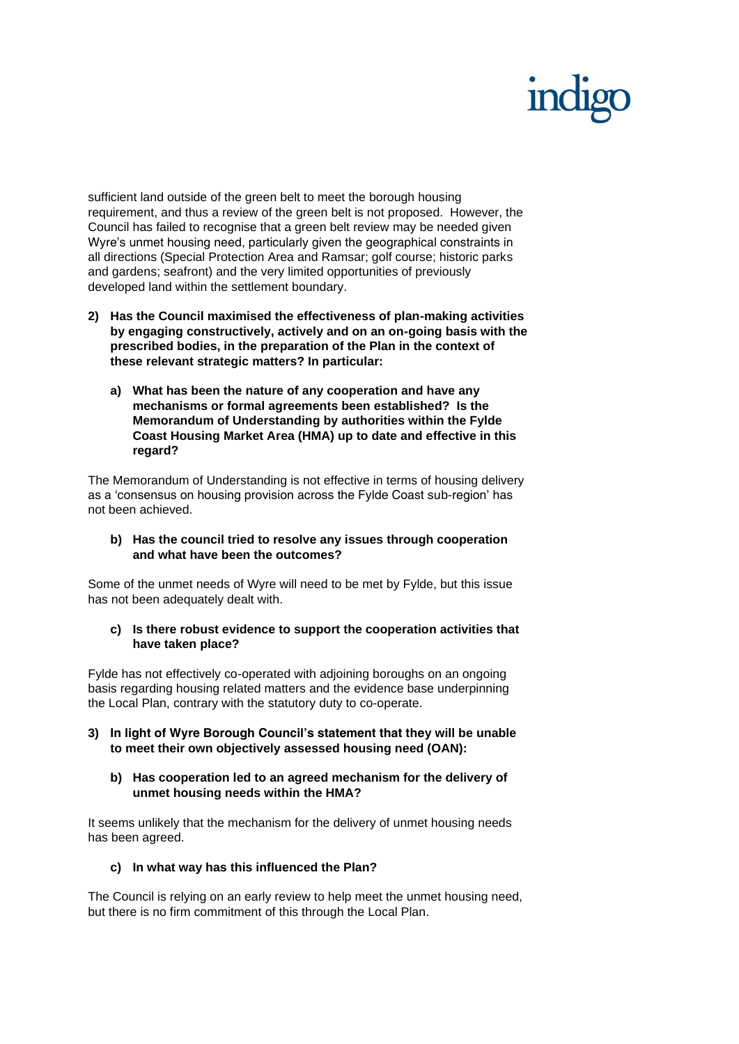sufficient land outside of the green belt to meet the borough housing requirement, and thus a review of the green belt is not proposed. However, the Council has failed to recognise that a green belt review may be needed given Wyre's unmet housing need, particularly given the geographical constraints in all directions (Special Protection Area and Ramsar; golf course; historic parks and gardens; seafront) and the very limited opportunities of previously developed land within the settlement boundary.

**2) Has the Council maximised the effectiveness of plan-making activities by engaging constructively, actively and on an on-going basis with the prescribed bodies, in the preparation of the Plan in the context of these relevant strategic matters? In particular:**

**a) What has been the nature of any cooperation and have any mechanisms or formal agreements been established? Is the Memorandum of Understanding by authorities within the Fylde Coast Housing Market Area (HMA) up to date and effective in this regard?**

The Memorandum of Understanding is not effective in terms of housing delivery as a 'consensus on housing provision across the Fylde Coast sub-region' has not been achieved.

**b) Has the council tried to resolve any issues through cooperation and what have been the outcomes?**

Some of the unmet needs of Wyre will need to be met by Fylde, but this issue has not been adequately dealt with.

**c) Is there robust evidence to support the cooperation activities that have taken place?**

Fylde has not effectively co-operated with adjoining boroughs on an ongoing basis regarding housing related matters and the evidence base underpinning the Local Plan, contrary with the statutory duty to co-operate.

**3) In light of Wyre Borough Council's statement that they will be unable to meet their own objectively assessed housing need (OAN):**

**b) Has cooperation led to an agreed mechanism for the delivery of unmet housing needs within the HMA?**

It seems unlikely that the mechanism for the delivery of unmet housing needs has been agreed.

**c) In what way has this influenced the Plan?**

The Council is relying on an early review to help meet the unmet housing need, but there is no firm commitment of this through the Local Plan.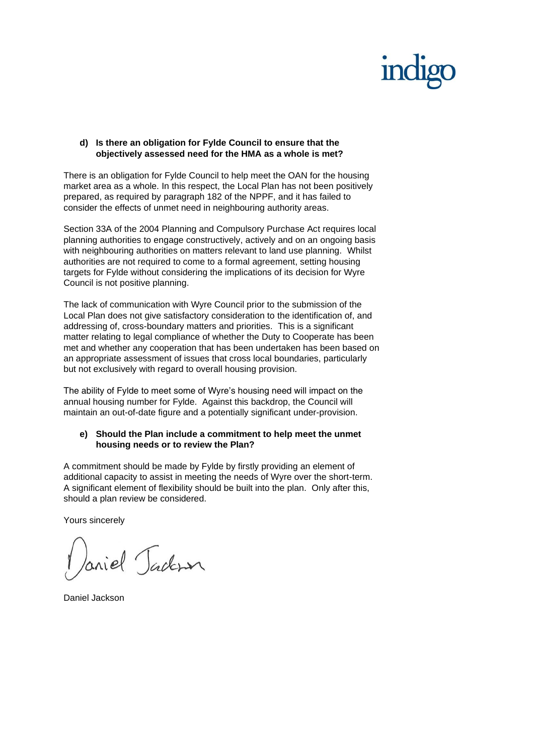**d) Is there an obligation for Fylde Council to ensure that the objectively assessed need for the HMA as a whole is met?**

There is an obligation for Fylde Council to help meet the OAN for the housing market area as a whole. In this respect, the Local Plan has not been positively prepared, as required by paragraph 182 of the NPPF, and it has failed to consider the effects of unmet need in neighbouring authority areas.

Section 33A of the 2004 Planning and Compulsory Purchase Act requires local planning authorities to engage constructively, actively and on an ongoing basis with neighbouring authorities on matters relevant to land use planning. Whilst authorities are not required to come to a formal agreement, setting housing targets for Fylde without considering the implications of its decision for Wyre Council is not positive planning.

The lack of communication with Wyre Council prior to the submission of the Local Plan does not give satisfactory consideration to the identification of, and addressing of, cross-boundary matters and priorities. This is a significant matter relating to legal compliance of whether the Duty to Cooperate has been met and whether any cooperation that has been undertaken has been based on an appropriate assessment of issues that cross local boundaries, particularly but not exclusively with regard to overall housing provision.

The ability of Fylde to meet some of Wyre's housing need will impact on the annual housing number for Fylde. Against this backdrop, the Council will maintain an out-of-date figure and a potentially significant under-provision.

**e) Should the Plan include a commitment to help meet the unmet housing needs or to review the Plan?**

A commitment should be made by Fylde by firstly providing an element of additional capacity to assist in meeting the needs of Wyre over the short-term. A significant element of flexibility should be built into the plan. Only after this, should a plan review be considered.

Yours sincerely

Daniel Jackson